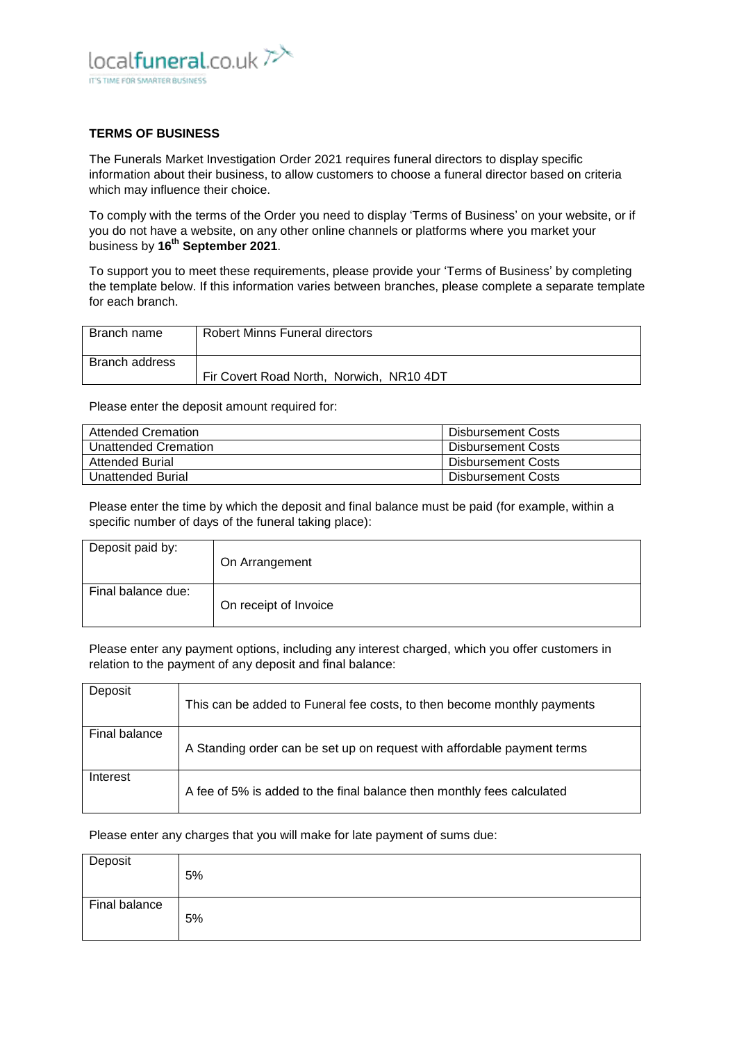localfuneral.co.uk

IT'S TIME FOR SMARTER BUSINESS

**TERMS OF BUSINESS**

The Funerals Market Investigation Order 2021 requires funeral directors to display specific information about their business, to allow customers to choose a funeral director based on criteria which may influence their choice.

To comply with the terms of the Order you need to display 'Terms of Business' on your website, or if you do not have a website, on any other online channels or platforms where you market your business by **16th September 2021**.

To support you to meet these requirements, please provide your 'Terms of Business' by completing the template below. If this information varies between branches, please complete a separate template for each branch.

| Branch name | Robert Minns Funeral directors |
|---|---|
| Branch address | Fir Covert Road North, Norwich, NR10 4DT |

Please enter the deposit amount required for:

| Attended Cremation | Disbursement Costs |
|---|---|
| Unattended Cremation | Disbursement Costs |
| Attended Burial | Disbursement Costs |
| Unattended Burial | Disbursement Costs |

Please enter the time by which the deposit and final balance must be paid (for example, within a specific number of days of the funeral taking place):

| Deposit paid by: | On Arrangement |
|---|---|
| Final balance due: | On receipt of Invoice |

Please enter any payment options, including any interest charged, which you offer customers in relation to the payment of any deposit and final balance:

| Deposit | This can be added to Funeral fee costs, to then become monthly payments |
|---|---|
| Final balance | A Standing order can be set up on request with affordable payment terms |
| Interest | A fee of 5% is added to the final balance then monthly fees calculated |

Please enter any charges that you will make for late payment of sums due:

| Deposit | 5% |
|---|---|
| Final balance | 5% |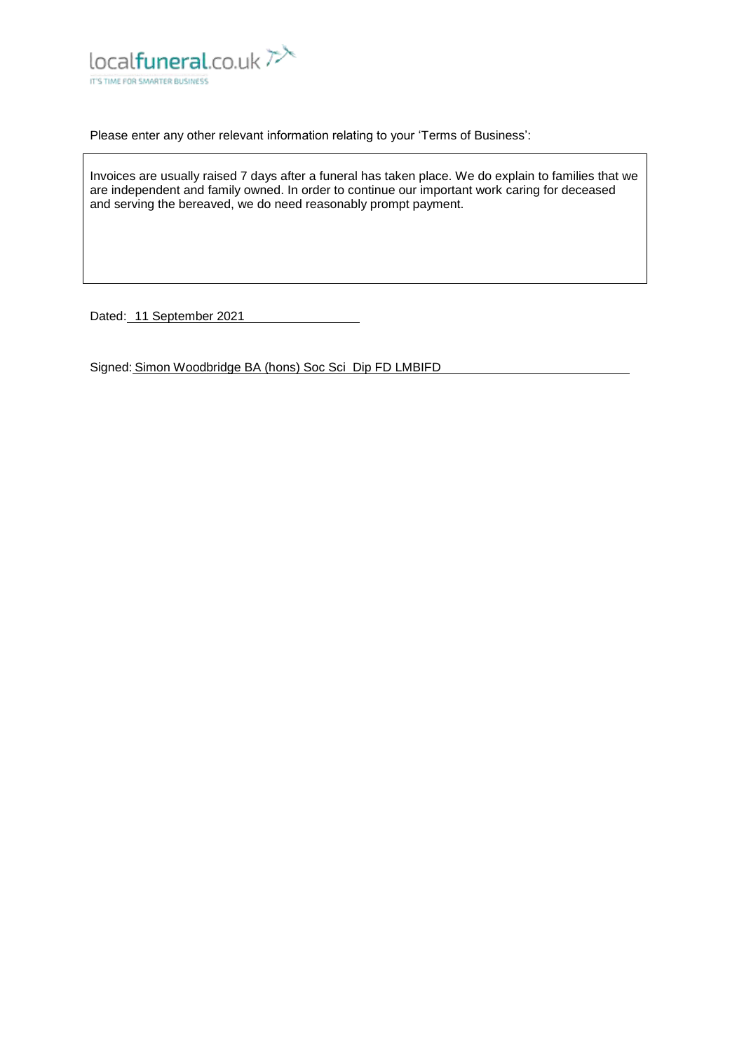localfuneral.co.uk

IT'S TIME FOR SMARTER BUSINESS

Please enter any other relevant information relating to your 'Terms of Business':

Invoices are usually raised 7 days after a funeral has taken place. We do explain to families that we are independent and family owned. In order to continue our important work caring for deceased and serving the bereaved, we do need reasonably prompt payment.

Dated: 11 September 2021

Signed: Simon Woodbridge BA (hons) Soc Sci Dip FD LMBIFD